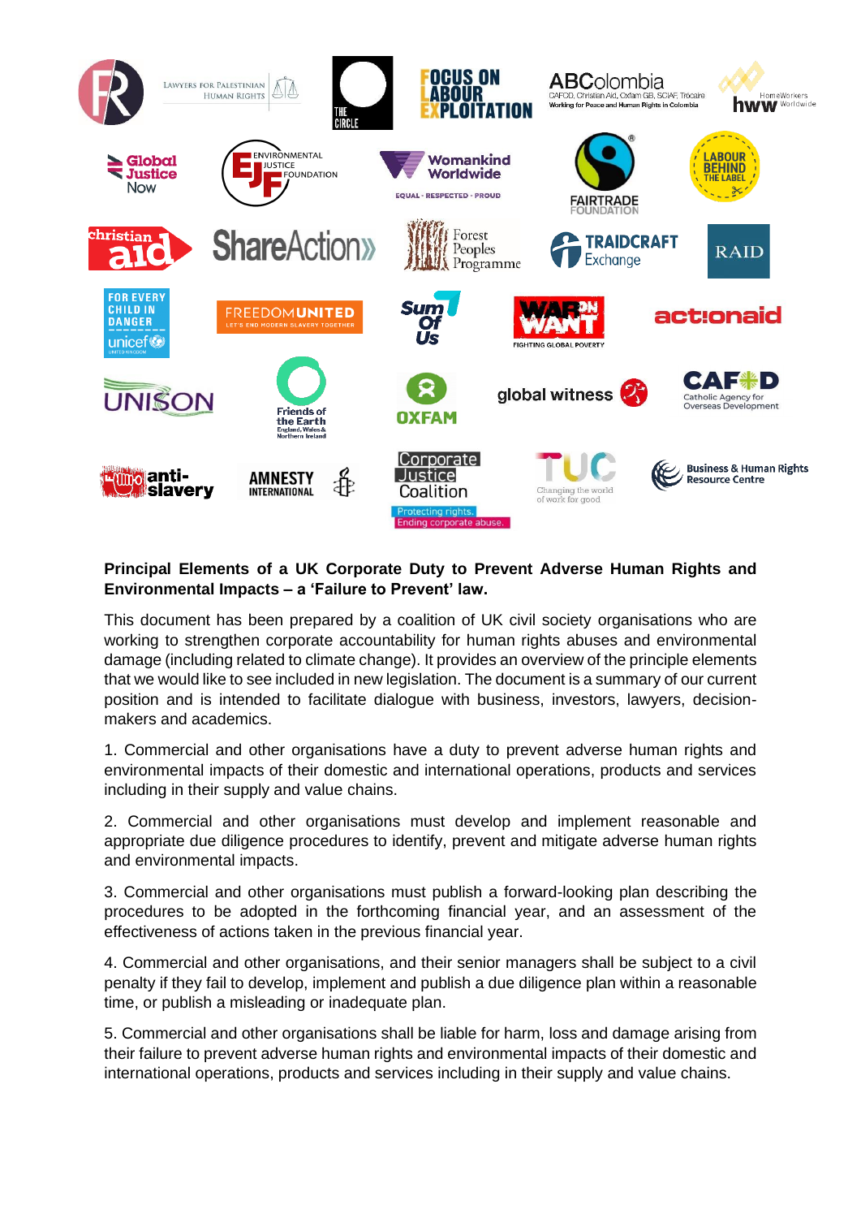**Principal Elements of a UK Corporate Duty to Prevent Adverse Human Rights and Environmental Impacts – a 'Failure to Prevent' law.**

This document has been prepared by a coalition of UK civil society organisations who are working to strengthen corporate accountability for human rights abuses and environmental damage (including related to climate change). It provides an overview of the principle elements that we would like to see included in new legislation. The document is a summary of our current position and is intended to facilitate dialogue with business, investors, lawyers, decision-makers and academics.

1. Commercial and other organisations have a duty to prevent adverse human rights and environmental impacts of their domestic and international operations, products and services including in their supply and value chains.

2. Commercial and other organisations must develop and implement reasonable and appropriate due diligence procedures to identify, prevent and mitigate adverse human rights and environmental impacts.

3. Commercial and other organisations must publish a forward-looking plan describing the procedures to be adopted in the forthcoming financial year, and an assessment of the effectiveness of actions taken in the previous financial year.

4. Commercial and other organisations, and their senior managers shall be subject to a civil penalty if they fail to develop, implement and publish a due diligence plan within a reasonable time, or publish a misleading or inadequate plan.

5. Commercial and other organisations shall be liable for harm, loss and damage arising from their failure to prevent adverse human rights and environmental impacts of their domestic and international operations, products and services including in their supply and value chains.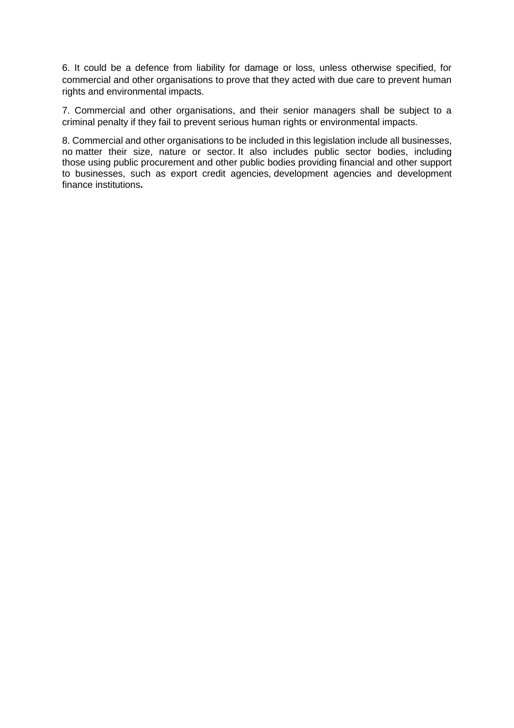6. It could be a defence from liability for damage or loss, unless otherwise specified, for commercial and other organisations to prove that they acted with due care to prevent human rights and environmental impacts.

7. Commercial and other organisations, and their senior managers shall be subject to a criminal penalty if they fail to prevent serious human rights or environmental impacts.

8. Commercial and other organisations to be included in this legislation include all businesses, no matter their size, nature or sector. It also includes public sector bodies, including those using public procurement and other public bodies providing financial and other support to businesses, such as export credit agencies, development agencies and development finance institutions.